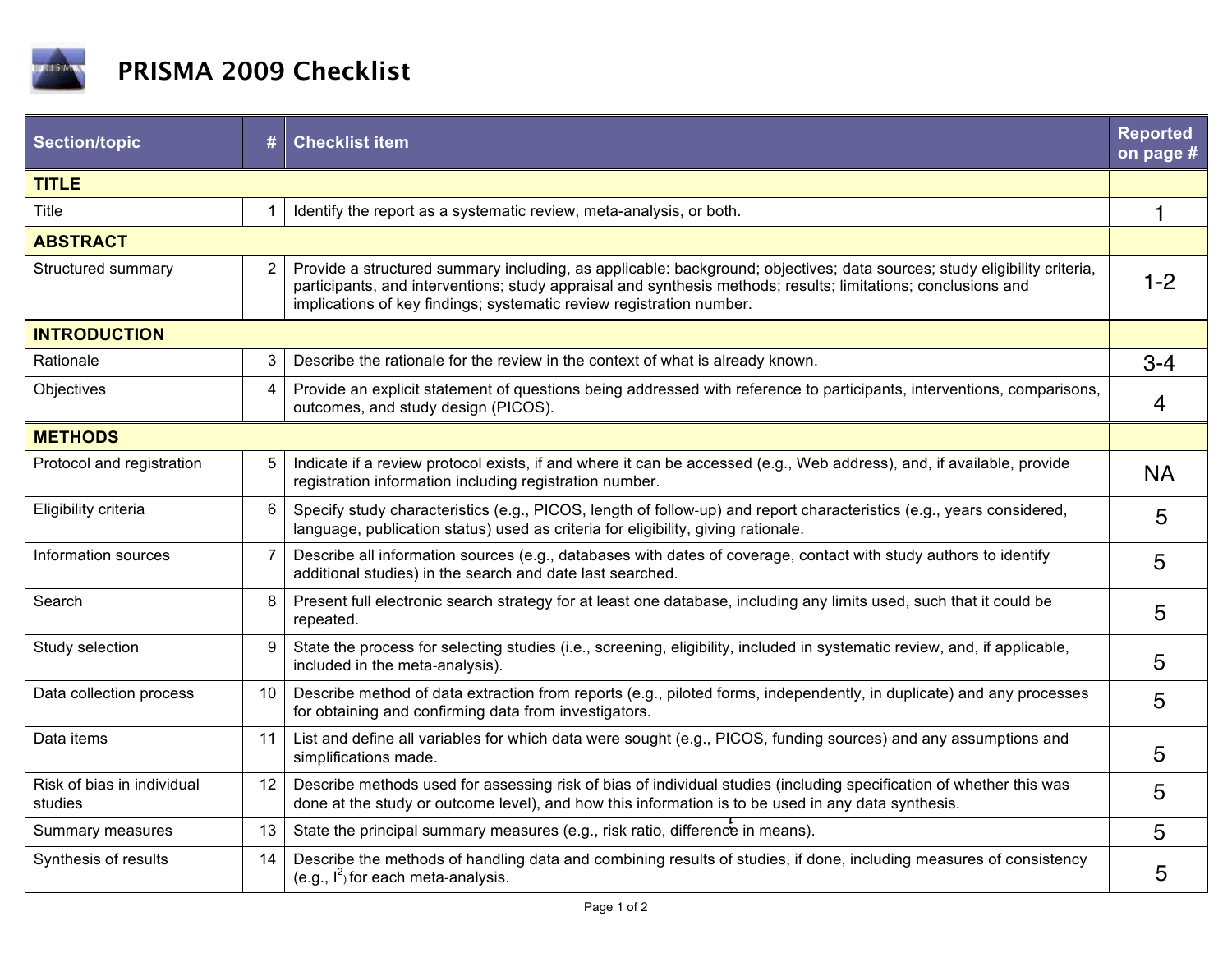# PRISMA 2009 Checklist

| Section/topic | # | Checklist item | Reported on page # |
|---|---|---|---|
| **TITLE** | | | |
| Title | 1 | Identify the report as a systematic review, meta-analysis, or both. | 1 |
| **ABSTRACT** | | | |
| Structured summary | 2 | Provide a structured summary including, as applicable: background; objectives; data sources; study eligibility criteria, participants, and interventions; study appraisal and synthesis methods; results; limitations; conclusions and implications of key findings; systematic review registration number. | 1-2 |
| **INTRODUCTION** | | | |
| Rationale | 3 | Describe the rationale for the review in the context of what is already known. | 3-4 |
| Objectives | 4 | Provide an explicit statement of questions being addressed with reference to participants, interventions, comparisons, outcomes, and study design (PICOS). | 4 |
| **METHODS** | | | |
| Protocol and registration | 5 | Indicate if a review protocol exists, if and where it can be accessed (e.g., Web address), and, if available, provide registration information including registration number. | NA |
| Eligibility criteria | 6 | Specify study characteristics (e.g., PICOS, length of follow-up) and report characteristics (e.g., years considered, language, publication status) used as criteria for eligibility, giving rationale. | 5 |
| Information sources | 7 | Describe all information sources (e.g., databases with dates of coverage, contact with study authors to identify additional studies) in the search and date last searched. | 5 |
| Search | 8 | Present full electronic search strategy for at least one database, including any limits used, such that it could be repeated. | 5 |
| Study selection | 9 | State the process for selecting studies (i.e., screening, eligibility, included in systematic review, and, if applicable, included in the meta-analysis). | 5 |
| Data collection process | 10 | Describe method of data extraction from reports (e.g., piloted forms, independently, in duplicate) and any processes for obtaining and confirming data from investigators. | 5 |
| Data items | 11 | List and define all variables for which data were sought (e.g., PICOS, funding sources) and any assumptions and simplifications made. | 5 |
| Risk of bias in individual studies | 12 | Describe methods used for assessing risk of bias of individual studies (including specification of whether this was done at the study or outcome level), and how this information is to be used in any data synthesis. | 5 |
| Summary measures | 13 | State the principal summary measures (e.g., risk ratio, difference in means). | 5 |
| Synthesis of results | 14 | Describe the methods of handling data and combining results of studies, if done, including measures of consistency (e.g., $I^2$) for each meta-analysis. | 5 |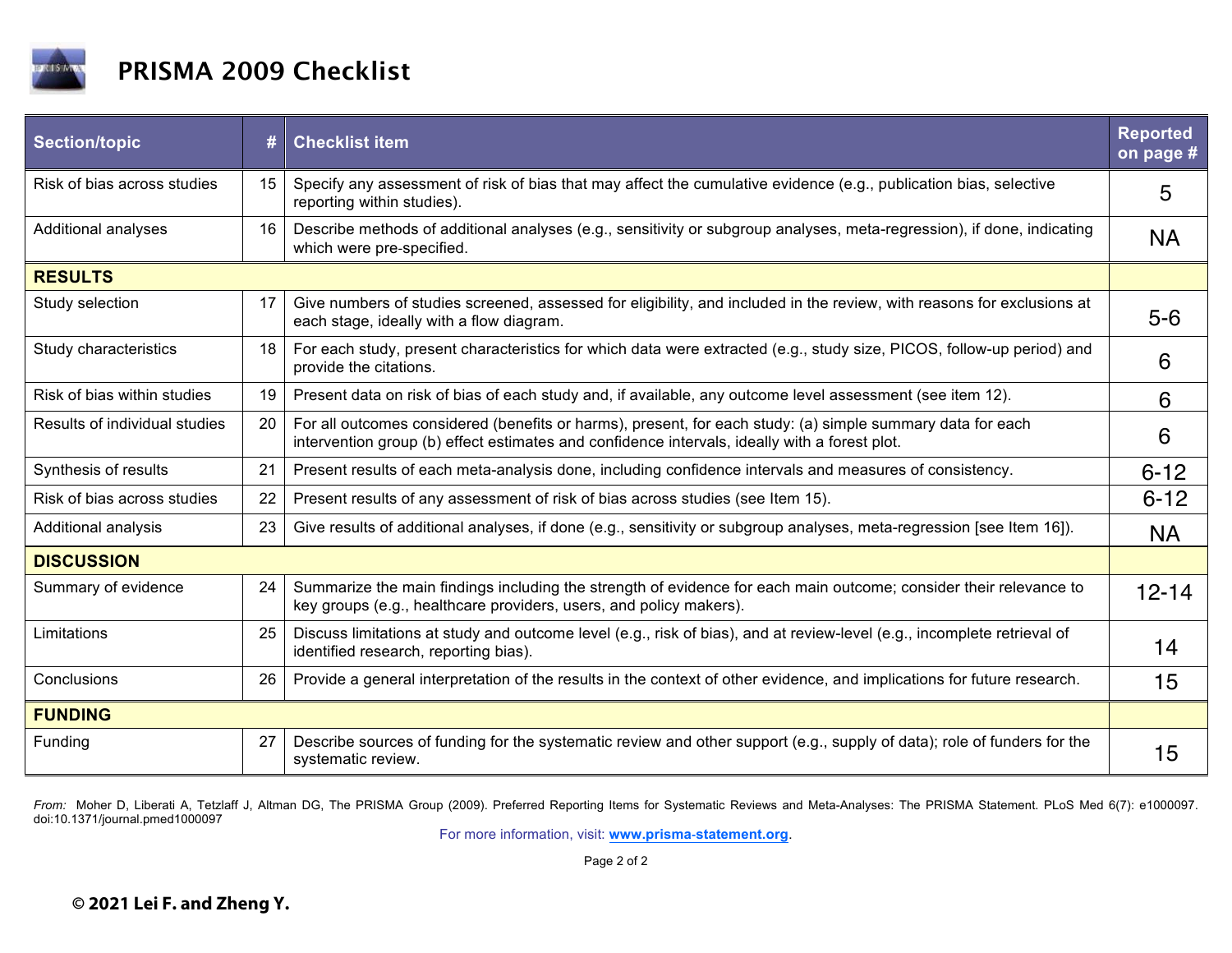# PRISMA 2009 Checklist

| Section/topic | # | Checklist item | Reported on page # |
|---|---|---|---|
| Risk of bias across studies | 15 | Specify any assessment of risk of bias that may affect the cumulative evidence (e.g., publication bias, selective reporting within studies). | 5 |
| Additional analyses | 16 | Describe methods of additional analyses (e.g., sensitivity or subgroup analyses, meta-regression), if done, indicating which were pre-specified. | NA |
| **RESULTS** | | | |
| Study selection | 17 | Give numbers of studies screened, assessed for eligibility, and included in the review, with reasons for exclusions at each stage, ideally with a flow diagram. | 5-6 |
| Study characteristics | 18 | For each study, present characteristics for which data were extracted (e.g., study size, PICOS, follow-up period) and provide the citations. | 6 |
| Risk of bias within studies | 19 | Present data on risk of bias of each study and, if available, any outcome level assessment (see item 12). | 6 |
| Results of individual studies | 20 | For all outcomes considered (benefits or harms), present, for each study: (a) simple summary data for each intervention group (b) effect estimates and confidence intervals, ideally with a forest plot. | 6 |
| Synthesis of results | 21 | Present results of each meta-analysis done, including confidence intervals and measures of consistency. | 6-12 |
| Risk of bias across studies | 22 | Present results of any assessment of risk of bias across studies (see Item 15). | 6-12 |
| Additional analysis | 23 | Give results of additional analyses, if done (e.g., sensitivity or subgroup analyses, meta-regression [see Item 16]). | NA |
| **DISCUSSION** | | | |
| Summary of evidence | 24 | Summarize the main findings including the strength of evidence for each main outcome; consider their relevance to key groups (e.g., healthcare providers, users, and policy makers). | 12-14 |
| Limitations | 25 | Discuss limitations at study and outcome level (e.g., risk of bias), and at review-level (e.g., incomplete retrieval of identified research, reporting bias). | 14 |
| Conclusions | 26 | Provide a general interpretation of the results in the context of other evidence, and implications for future research. | 15 |
| **FUNDING** | | | |
| Funding | 27 | Describe sources of funding for the systematic review and other support (e.g., supply of data); role of funders for the systematic review. | 15 |

*From:* Moher D, Liberati A, Tetzlaff J, Altman DG, The PRISMA Group (2009). Preferred Reporting Items for Systematic Reviews and Meta-Analyses: The PRISMA Statement. PLoS Med 6(7): e1000097. doi:10.1371/journal.pmed1000097

For more information, visit: **www.prisma-statement.org**.

**© 2021 Lei F. and Zheng Y.**